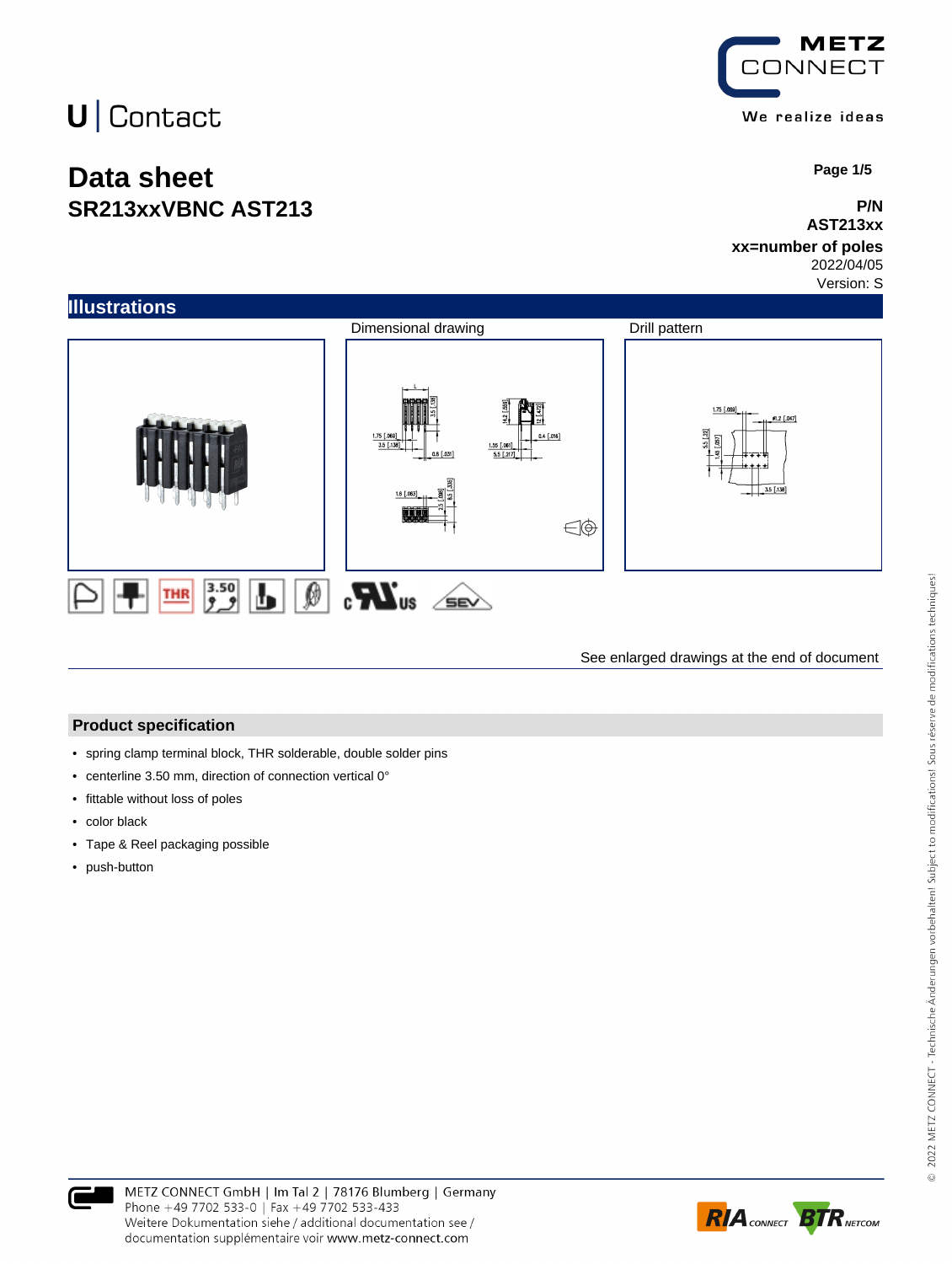# Data sheet

## SR213xxVBNC AST213

P/N
**AST213xx**
**xx=number of poles**
2022/04/05
Version: S

## Illustrations

Dimensional drawing

Drill pattern

See enlarged drawings at the end of document

## Product specification

- spring clamp terminal block, THR solderable, double solder pins
- centerline 3.50 mm, direction of connection vertical 0°
- fittable without loss of poles
- color black
- Tape & Reel packaging possible
- push-button

METZ CONNECT GmbH | Im Tal 2 | 78176 Blumberg | Germany
Phone +49 7702 533-0 | Fax +49 7702 533-433
Weitere Dokumentation siehe / additional documentation see /
documentation supplémentaire voir www.metz-connect.com

© 2022 METZ CONNECT - Technische Änderungen vorbehalten! Subject to modifications! Sous réserve de modifications techniques!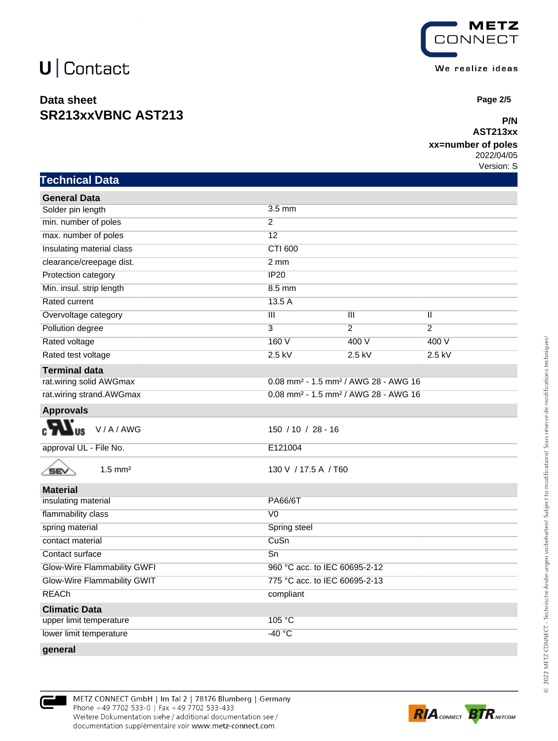# Data sheet
## SR213xxVBNC AST213

**P/N**
**AST213xx**
**xx=number of poles**
2022/04/05
Version: S

## Technical Data

| General Data | | | |
|---|---|---|---|
| Solder pin length | 3.5 mm | | |
| min. number of poles | 2 | | |
| max. number of poles | 12 | | |
| Insulating material class | CTI 600 | | |
| clearance/creepage dist. | 2 mm | | |
| Protection category | IP20 | | |
| Min. insul. strip length | 8.5 mm | | |
| Rated current | 13.5 A | | |
| Overvoltage category | III | III | II |
| Pollution degree | 3 | 2 | 2 |
| Rated voltage | 160 V | 400 V | 400 V |
| Rated test voltage | 2.5 kV | 2.5 kV | 2.5 kV |
| **Terminal data** | | | |
| rat.wiring solid AWGmax | 0.08 mm² - 1.5 mm² / AWG 28 - AWG 16 | | |
| rat.wiring strand.AWGmax | 0.08 mm² - 1.5 mm² / AWG 28 - AWG 16 | | |
| **Approvals** | | | |
| cULus V / A / AWG | 150 / 10 / 28 - 16 | | |
| approval UL - File No. | E121004 | | |
| SEV 1.5 mm² | 130 V / 17.5 A / T60 | | |
| **Material** | | | |
| insulating material | PA66/6T | | |
| flammability class | V0 | | |
| spring material | Spring steel | | |
| contact material | CuSn | | |
| Contact surface | Sn | | |
| Glow-Wire Flammability GWFI | 960 °C acc. to IEC 60695-2-12 | | |
| Glow-Wire Flammability GWIT | 775 °C acc. to IEC 60695-2-13 | | |
| REACh | compliant | | |
| **Climatic Data** | | | |
| upper limit temperature | 105 °C | | |
| lower limit temperature | -40 °C | | |
| **general** | | | |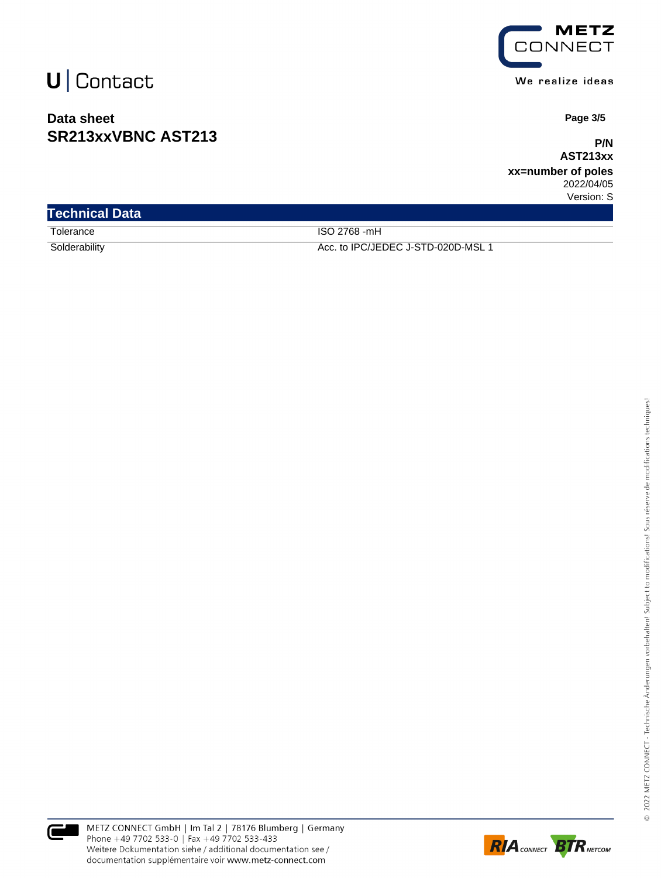## Data sheet
## SR213xxVBNC AST213

**P/N**
**AST213xx**
**xx=number of poles**
2022/04/05
Version: S

### Technical Data

| | |
|---|---|
| Tolerance | ISO 2768 -mH |
| Solderability | Acc. to IPC/JEDEC J-STD-020D-MSL 1 |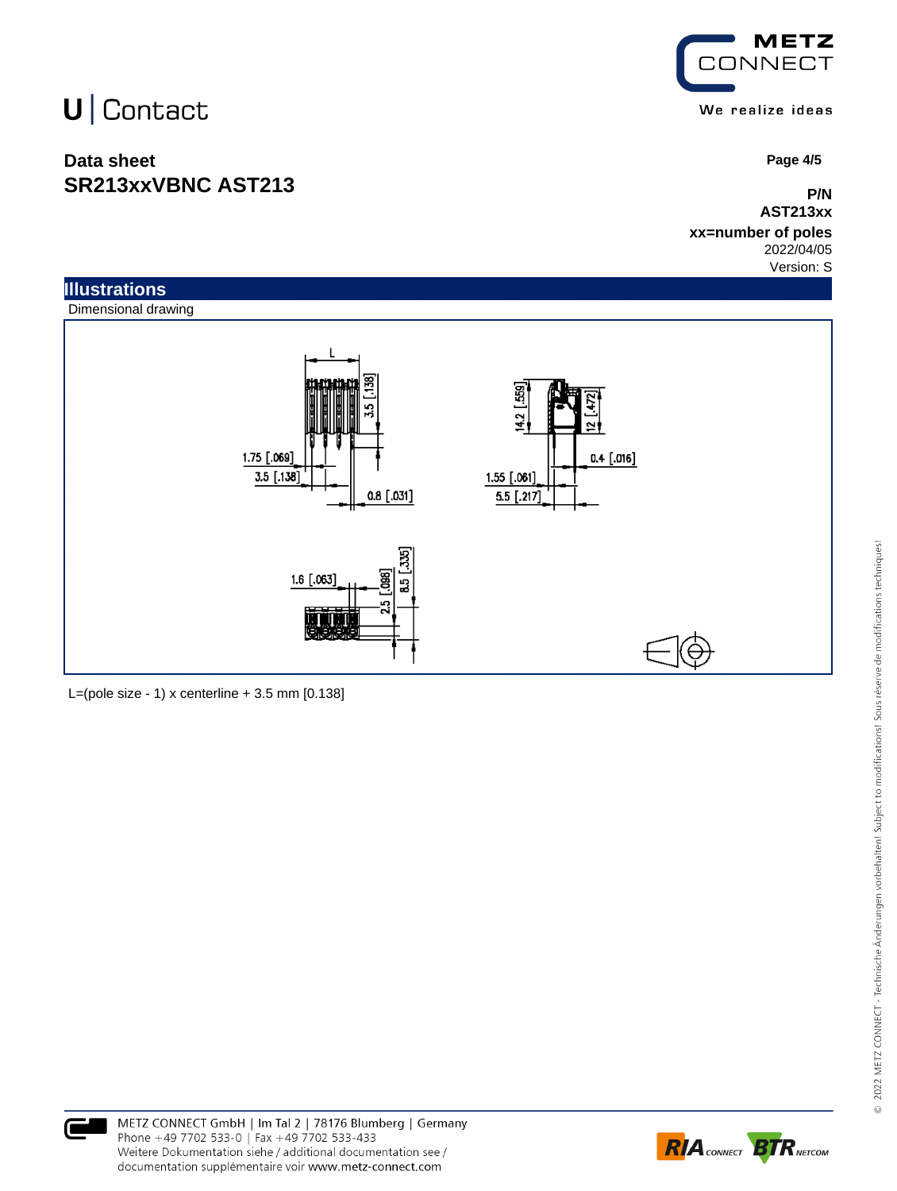U | Contact

## Data sheet
## SR213xxVBNC AST213

**P/N**
**AST213xx**
**xx=number of poles**
2022/04/05
Version: S

## Illustrations

Dimensional drawing

L

3.5 [.138]

1.75 [.069]

3.5 [.138]

0.8 [.031]

14.2 [.559]

12 [.472]

0.4 [.016]

1.55 [.061]

5.5 [.217]

1.6 [.063]

2.5 [.098]

8.5 [.335]

L=(pole size - 1) x centerline + 3.5 mm [0.138]

METZ CONNECT GmbH | Im Tal 2 | 78176 Blumberg | Germany
Phone +49 7702 533-0 | Fax +49 7702 533-433
Weitere Dokumentation siehe / additional documentation see /
documentation supplémentaire voir www.metz-connect.com

© 2022 METZ CONNECT - Technische Änderungen vorbehalten! Subject to modifications! Sous réserve de modifications techniques!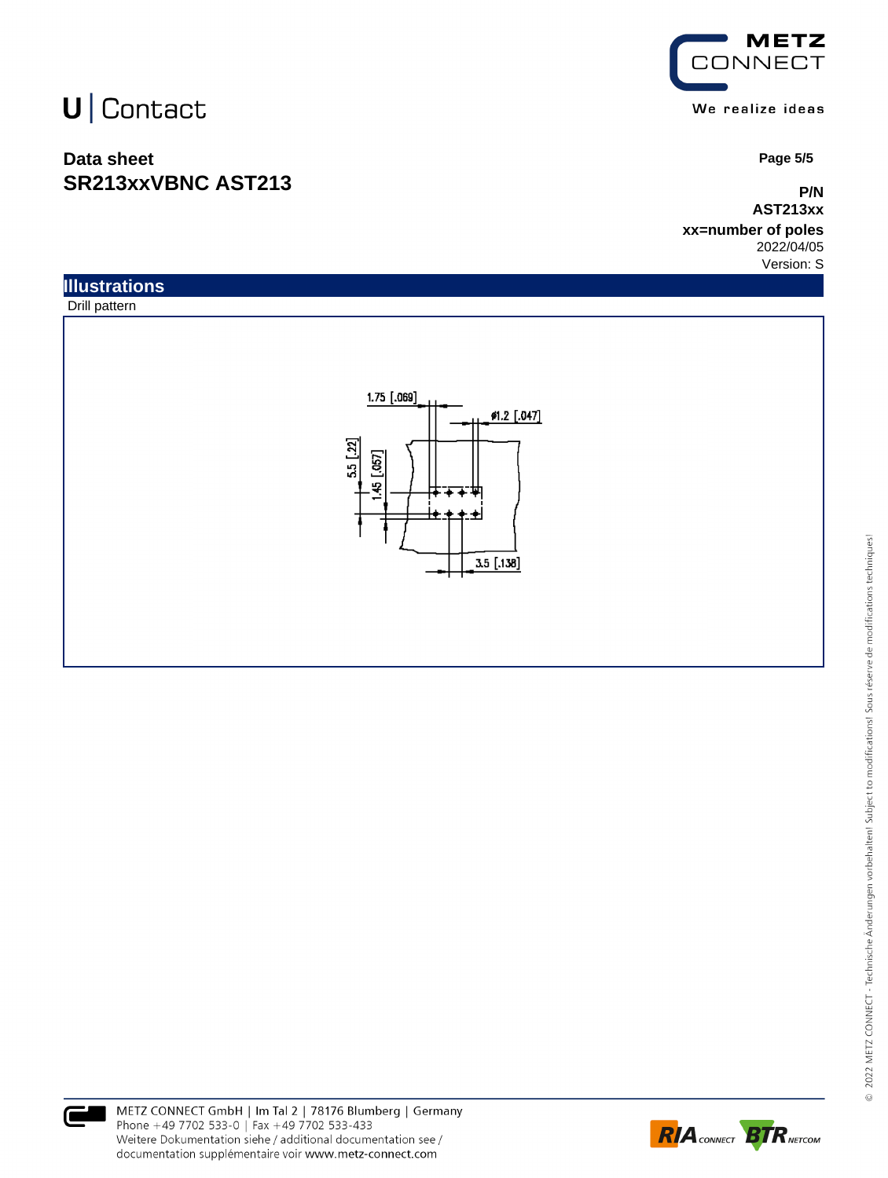## Illustrations

Drill pattern

1.75 [.069]

ø1.2 [.047]

5.5 [.22]

1.45 [.057]

3.5 [.138]